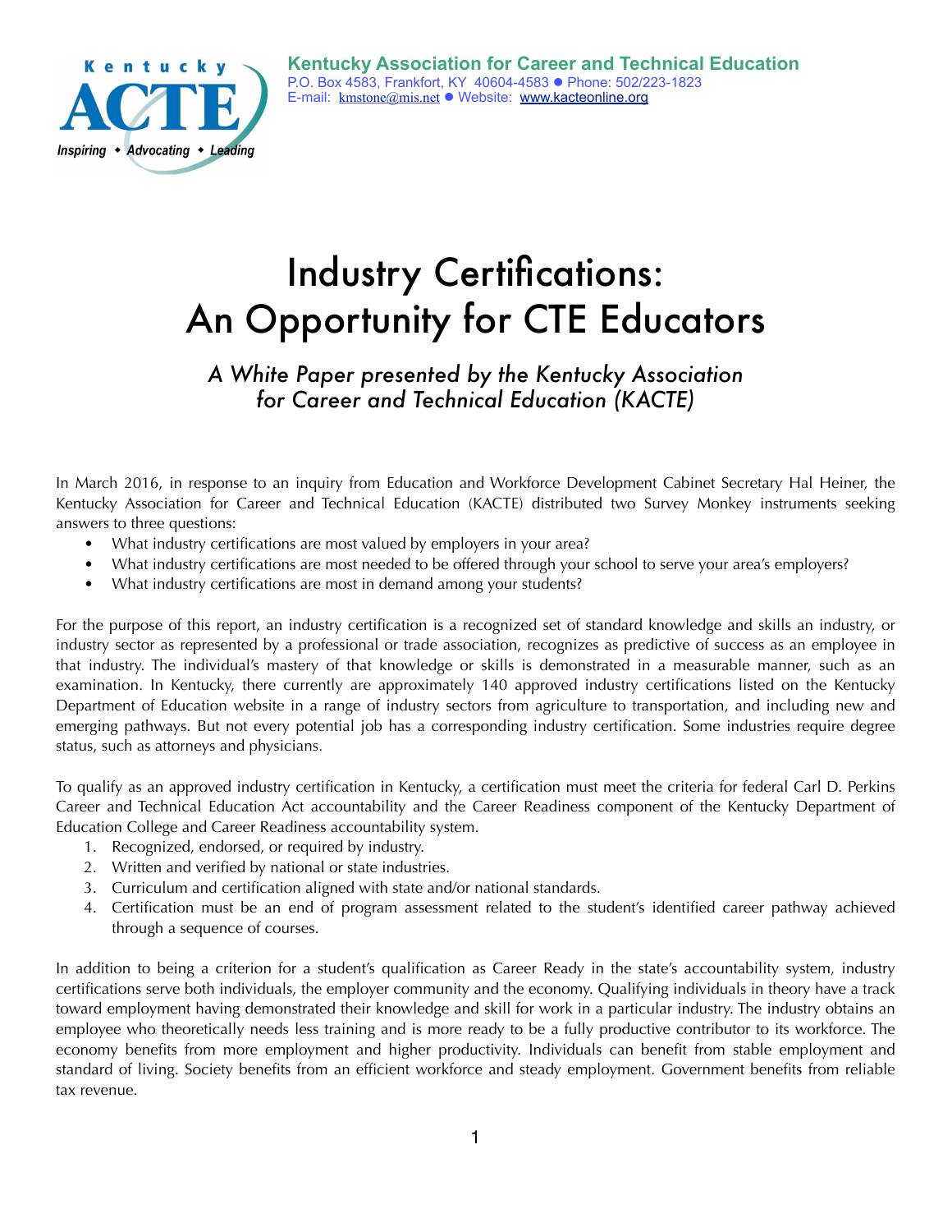**Kentucky Association for Career and Technical Education**
P.O. Box 4583, Frankfort, KY 40604-4583 ● Phone: 502/223-1823
E-mail: kmstone@mis.net ● Website: www.kacteonline.org

Kentucky ACTE
*Inspiring ◆ Advocating ◆ Leading*

# Industry Certifications: An Opportunity for CTE Educators

*A White Paper presented by the Kentucky Association for Career and Technical Education (KACTE)*

In March 2016, in response to an inquiry from Education and Workforce Development Cabinet Secretary Hal Heiner, the Kentucky Association for Career and Technical Education (KACTE) distributed two Survey Monkey instruments seeking answers to three questions:

- What industry certifications are most valued by employers in your area?
- What industry certifications are most needed to be offered through your school to serve your area's employers?
- What industry certifications are most in demand among your students?

For the purpose of this report, an industry certification is a recognized set of standard knowledge and skills an industry, or industry sector as represented by a professional or trade association, recognizes as predictive of success as an employee in that industry. The individual's mastery of that knowledge or skills is demonstrated in a measurable manner, such as an examination. In Kentucky, there currently are approximately 140 approved industry certifications listed on the Kentucky Department of Education website in a range of industry sectors from agriculture to transportation, and including new and emerging pathways. But not every potential job has a corresponding industry certification. Some industries require degree status, such as attorneys and physicians.

To qualify as an approved industry certification in Kentucky, a certification must meet the criteria for federal Carl D. Perkins Career and Technical Education Act accountability and the Career Readiness component of the Kentucky Department of Education College and Career Readiness accountability system.

1. Recognized, endorsed, or required by industry.
2. Written and verified by national or state industries.
3. Curriculum and certification aligned with state and/or national standards.
4. Certification must be an end of program assessment related to the student's identified career pathway achieved through a sequence of courses.

In addition to being a criterion for a student's qualification as Career Ready in the state's accountability system, industry certifications serve both individuals, the employer community and the economy. Qualifying individuals in theory have a track toward employment having demonstrated their knowledge and skill for work in a particular industry. The industry obtains an employee who theoretically needs less training and is more ready to be a fully productive contributor to its workforce. The economy benefits from more employment and higher productivity. Individuals can benefit from stable employment and standard of living. Society benefits from an efficient workforce and steady employment. Government benefits from reliable tax revenue.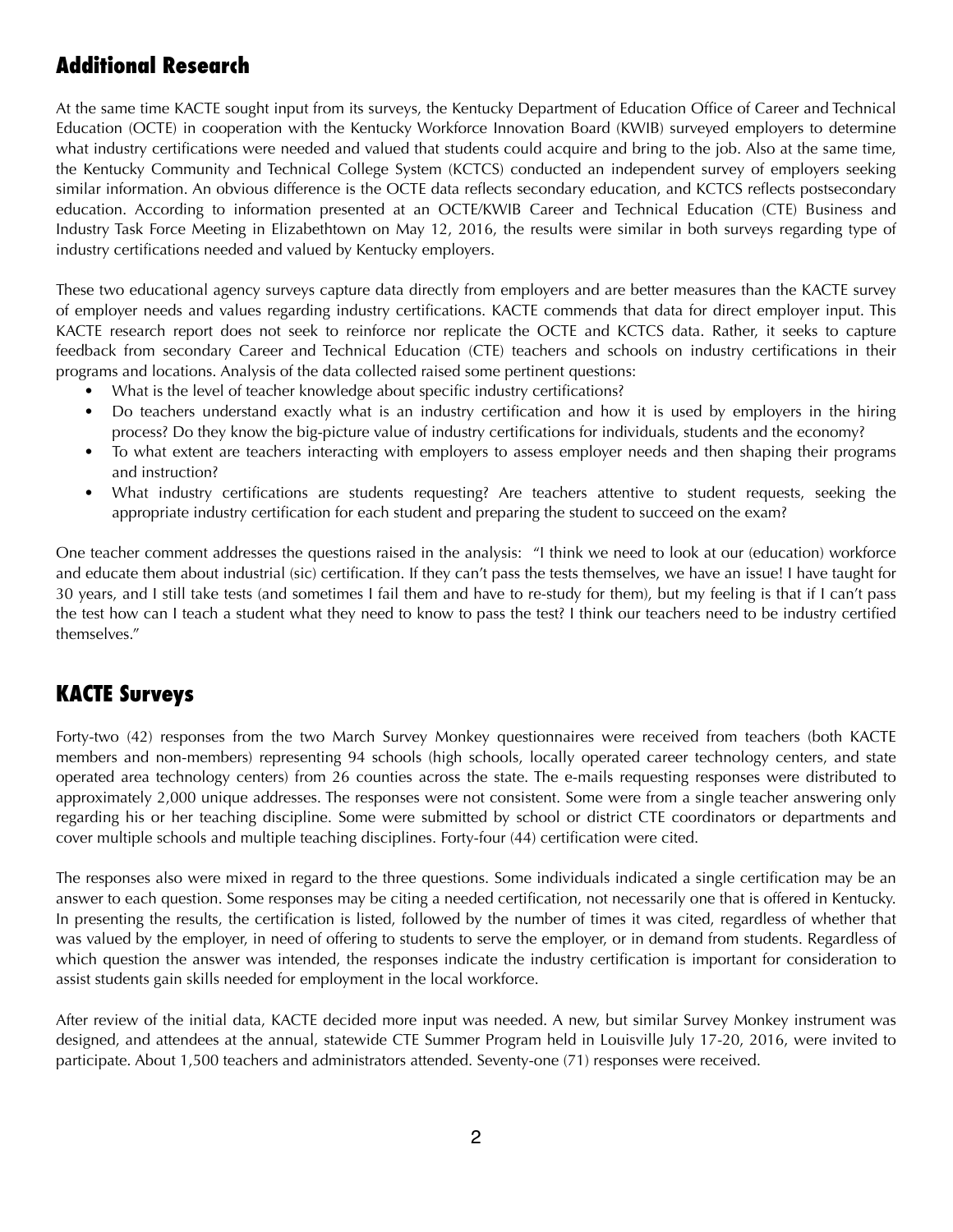## Additional Research

At the same time KACTE sought input from its surveys, the Kentucky Department of Education Office of Career and Technical Education (OCTE) in cooperation with the Kentucky Workforce Innovation Board (KWIB) surveyed employers to determine what industry certifications were needed and valued that students could acquire and bring to the job. Also at the same time, the Kentucky Community and Technical College System (KCTCS) conducted an independent survey of employers seeking similar information. An obvious difference is the OCTE data reflects secondary education, and KCTCS reflects postsecondary education. According to information presented at an OCTE/KWIB Career and Technical Education (CTE) Business and Industry Task Force Meeting in Elizabethtown on May 12, 2016, the results were similar in both surveys regarding type of industry certifications needed and valued by Kentucky employers.

These two educational agency surveys capture data directly from employers and are better measures than the KACTE survey of employer needs and values regarding industry certifications. KACTE commends that data for direct employer input. This KACTE research report does not seek to reinforce nor replicate the OCTE and KCTCS data. Rather, it seeks to capture feedback from secondary Career and Technical Education (CTE) teachers and schools on industry certifications in their programs and locations. Analysis of the data collected raised some pertinent questions:

- What is the level of teacher knowledge about specific industry certifications?
- Do teachers understand exactly what is an industry certification and how it is used by employers in the hiring process? Do they know the big-picture value of industry certifications for individuals, students and the economy?
- To what extent are teachers interacting with employers to assess employer needs and then shaping their programs and instruction?
- What industry certifications are students requesting? Are teachers attentive to student requests, seeking the appropriate industry certification for each student and preparing the student to succeed on the exam?

One teacher comment addresses the questions raised in the analysis: "I think we need to look at our (education) workforce and educate them about industrial (sic) certification. If they can't pass the tests themselves, we have an issue! I have taught for 30 years, and I still take tests (and sometimes I fail them and have to re-study for them), but my feeling is that if I can't pass the test how can I teach a student what they need to know to pass the test? I think our teachers need to be industry certified themselves."

## KACTE Surveys

Forty-two (42) responses from the two March Survey Monkey questionnaires were received from teachers (both KACTE members and non-members) representing 94 schools (high schools, locally operated career technology centers, and state operated area technology centers) from 26 counties across the state. The e-mails requesting responses were distributed to approximately 2,000 unique addresses. The responses were not consistent. Some were from a single teacher answering only regarding his or her teaching discipline. Some were submitted by school or district CTE coordinators or departments and cover multiple schools and multiple teaching disciplines. Forty-four (44) certification were cited.

The responses also were mixed in regard to the three questions. Some individuals indicated a single certification may be an answer to each question. Some responses may be citing a needed certification, not necessarily one that is offered in Kentucky. In presenting the results, the certification is listed, followed by the number of times it was cited, regardless of whether that was valued by the employer, in need of offering to students to serve the employer, or in demand from students. Regardless of which question the answer was intended, the responses indicate the industry certification is important for consideration to assist students gain skills needed for employment in the local workforce.

After review of the initial data, KACTE decided more input was needed. A new, but similar Survey Monkey instrument was designed, and attendees at the annual, statewide CTE Summer Program held in Louisville July 17-20, 2016, were invited to participate. About 1,500 teachers and administrators attended. Seventy-one (71) responses were received.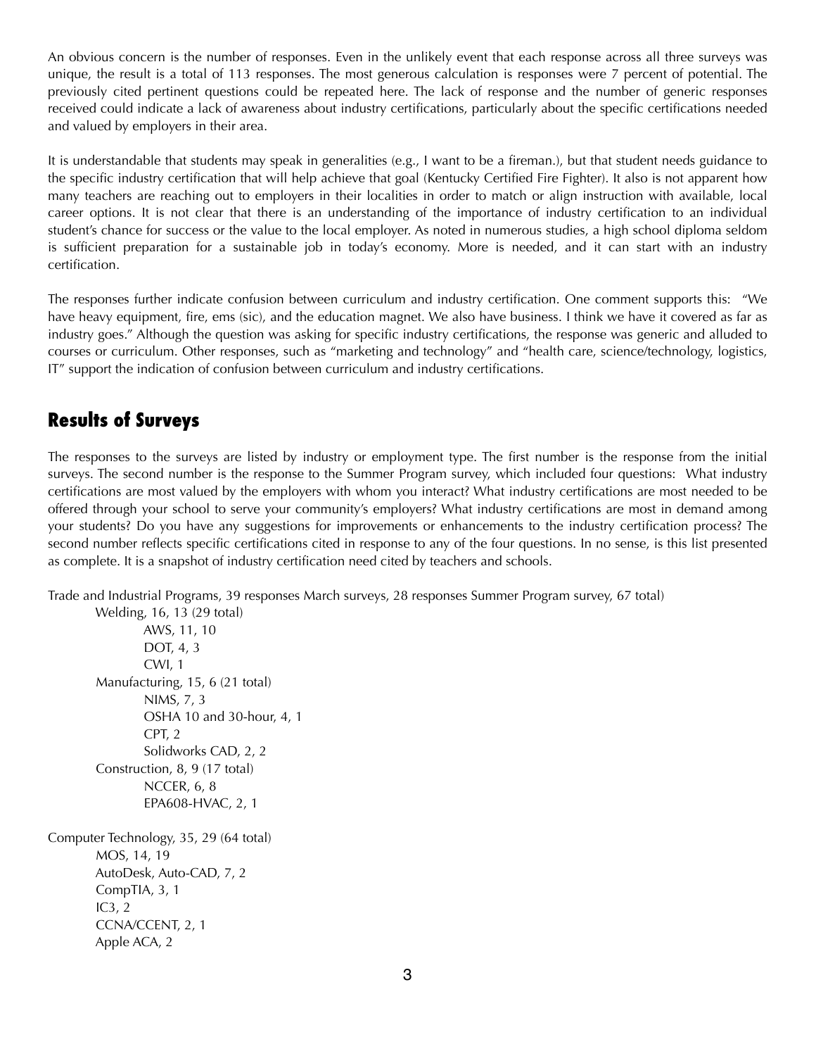An obvious concern is the number of responses. Even in the unlikely event that each response across all three surveys was unique, the result is a total of 113 responses. The most generous calculation is responses were 7 percent of potential. The previously cited pertinent questions could be repeated here. The lack of response and the number of generic responses received could indicate a lack of awareness about industry certifications, particularly about the specific certifications needed and valued by employers in their area.

It is understandable that students may speak in generalities (e.g., I want to be a fireman.), but that student needs guidance to the specific industry certification that will help achieve that goal (Kentucky Certified Fire Fighter). It also is not apparent how many teachers are reaching out to employers in their localities in order to match or align instruction with available, local career options. It is not clear that there is an understanding of the importance of industry certification to an individual student's chance for success or the value to the local employer. As noted in numerous studies, a high school diploma seldom is sufficient preparation for a sustainable job in today's economy. More is needed, and it can start with an industry certification.

The responses further indicate confusion between curriculum and industry certification. One comment supports this: "We have heavy equipment, fire, ems (sic), and the education magnet. We also have business. I think we have it covered as far as industry goes." Although the question was asking for specific industry certifications, the response was generic and alluded to courses or curriculum. Other responses, such as "marketing and technology" and "health care, science/technology, logistics, IT" support the indication of confusion between curriculum and industry certifications.

## Results of Surveys

The responses to the surveys are listed by industry or employment type. The first number is the response from the initial surveys. The second number is the response to the Summer Program survey, which included four questions: What industry certifications are most valued by the employers with whom you interact? What industry certifications are most needed to be offered through your school to serve your community's employers? What industry certifications are most in demand among your students? Do you have any suggestions for improvements or enhancements to the industry certification process? The second number reflects specific certifications cited in response to any of the four questions. In no sense, is this list presented as complete. It is a snapshot of industry certification need cited by teachers and schools.

Trade and Industrial Programs, 39 responses March surveys, 28 responses Summer Program survey, 67 total)

- Welding, 16, 13 (29 total)
  - AWS, 11, 10
  - DOT, 4, 3
  - CWI, 1
- Manufacturing, 15, 6 (21 total)
  - NIMS, 7, 3
  - OSHA 10 and 30-hour, 4, 1
  - CPT, 2
  - Solidworks CAD, 2, 2
- Construction, 8, 9 (17 total)
  - NCCER, 6, 8
  - EPA608-HVAC, 2, 1

Computer Technology, 35, 29 (64 total)

- MOS, 14, 19
- AutoDesk, Auto-CAD, 7, 2
- CompTIA, 3, 1
- IC3, 2
- CCNA/CCENT, 2, 1
- Apple ACA, 2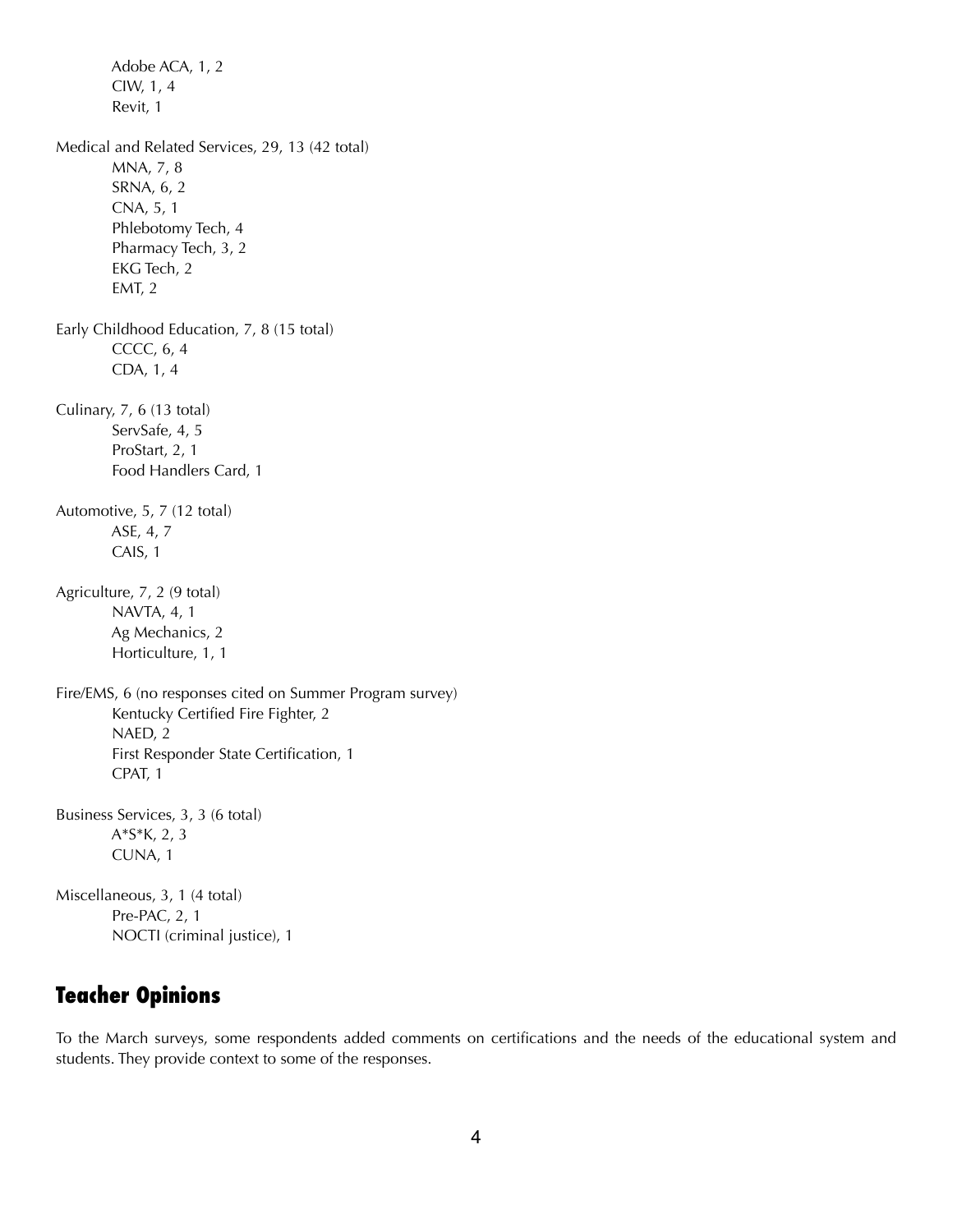- Adobe ACA, 1, 2
- CIW, 1, 4
- Revit, 1

Medical and Related Services, 29, 13 (42 total)

- MNA, 7, 8
- SRNA, 6, 2
- CNA, 5, 1
- Phlebotomy Tech, 4
- Pharmacy Tech, 3, 2
- EKG Tech, 2
- EMT, 2

Early Childhood Education, 7, 8 (15 total)

- CCCC, 6, 4
- CDA, 1, 4

Culinary, 7, 6 (13 total)

- ServSafe, 4, 5
- ProStart, 2, 1
- Food Handlers Card, 1

Automotive, 5, 7 (12 total)

- ASE, 4, 7
- CAIS, 1

Agriculture, 7, 2 (9 total)

- NAVTA, 4, 1
- Ag Mechanics, 2
- Horticulture, 1, 1

Fire/EMS, 6 (no responses cited on Summer Program survey)

- Kentucky Certified Fire Fighter, 2
- NAED, 2
- First Responder State Certification, 1
- CPAT, 1

Business Services, 3, 3 (6 total)

- A*S*K, 2, 3
- CUNA, 1

Miscellaneous, 3, 1 (4 total)

- Pre-PAC, 2, 1
- NOCTI (criminal justice), 1

## Teacher Opinions

To the March surveys, some respondents added comments on certifications and the needs of the educational system and students. They provide context to some of the responses.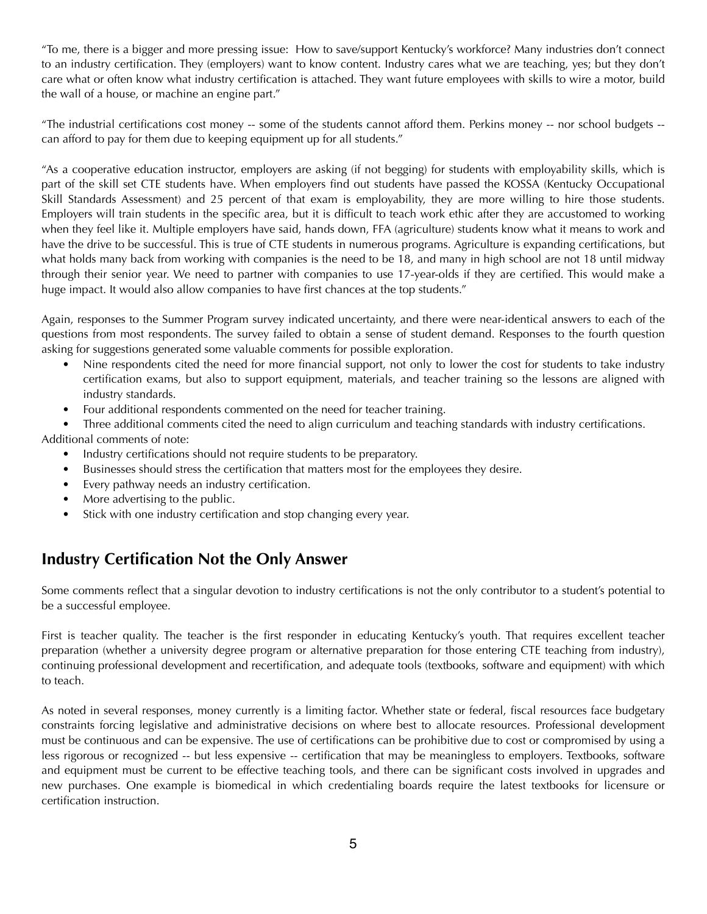"To me, there is a bigger and more pressing issue: How to save/support Kentucky's workforce? Many industries don't connect to an industry certification. They (employers) want to know content. Industry cares what we are teaching, yes; but they don't care what or often know what industry certification is attached. They want future employees with skills to wire a motor, build the wall of a house, or machine an engine part."

"The industrial certifications cost money -- some of the students cannot afford them. Perkins money -- nor school budgets -- can afford to pay for them due to keeping equipment up for all students."

"As a cooperative education instructor, employers are asking (if not begging) for students with employability skills, which is part of the skill set CTE students have. When employers find out students have passed the KOSSA (Kentucky Occupational Skill Standards Assessment) and 25 percent of that exam is employability, they are more willing to hire those students. Employers will train students in the specific area, but it is difficult to teach work ethic after they are accustomed to working when they feel like it. Multiple employers have said, hands down, FFA (agriculture) students know what it means to work and have the drive to be successful. This is true of CTE students in numerous programs. Agriculture is expanding certifications, but what holds many back from working with companies is the need to be 18, and many in high school are not 18 until midway through their senior year. We need to partner with companies to use 17-year-olds if they are certified. This would make a huge impact. It would also allow companies to have first chances at the top students."

Again, responses to the Summer Program survey indicated uncertainty, and there were near-identical answers to each of the questions from most respondents. The survey failed to obtain a sense of student demand. Responses to the fourth question asking for suggestions generated some valuable comments for possible exploration.

- Nine respondents cited the need for more financial support, not only to lower the cost for students to take industry certification exams, but also to support equipment, materials, and teacher training so the lessons are aligned with industry standards.
- Four additional respondents commented on the need for teacher training.
- Three additional comments cited the need to align curriculum and teaching standards with industry certifications.

Additional comments of note:

- Industry certifications should not require students to be preparatory.
- Businesses should stress the certification that matters most for the employees they desire.
- Every pathway needs an industry certification.
- More advertising to the public.
- Stick with one industry certification and stop changing every year.

## Industry Certification Not the Only Answer

Some comments reflect that a singular devotion to industry certifications is not the only contributor to a student's potential to be a successful employee.

First is teacher quality. The teacher is the first responder in educating Kentucky's youth. That requires excellent teacher preparation (whether a university degree program or alternative preparation for those entering CTE teaching from industry), continuing professional development and recertification, and adequate tools (textbooks, software and equipment) with which to teach.

As noted in several responses, money currently is a limiting factor. Whether state or federal, fiscal resources face budgetary constraints forcing legislative and administrative decisions on where best to allocate resources. Professional development must be continuous and can be expensive. The use of certifications can be prohibitive due to cost or compromised by using a less rigorous or recognized -- but less expensive -- certification that may be meaningless to employers. Textbooks, software and equipment must be current to be effective teaching tools, and there can be significant costs involved in upgrades and new purchases. One example is biomedical in which credentialing boards require the latest textbooks for licensure or certification instruction.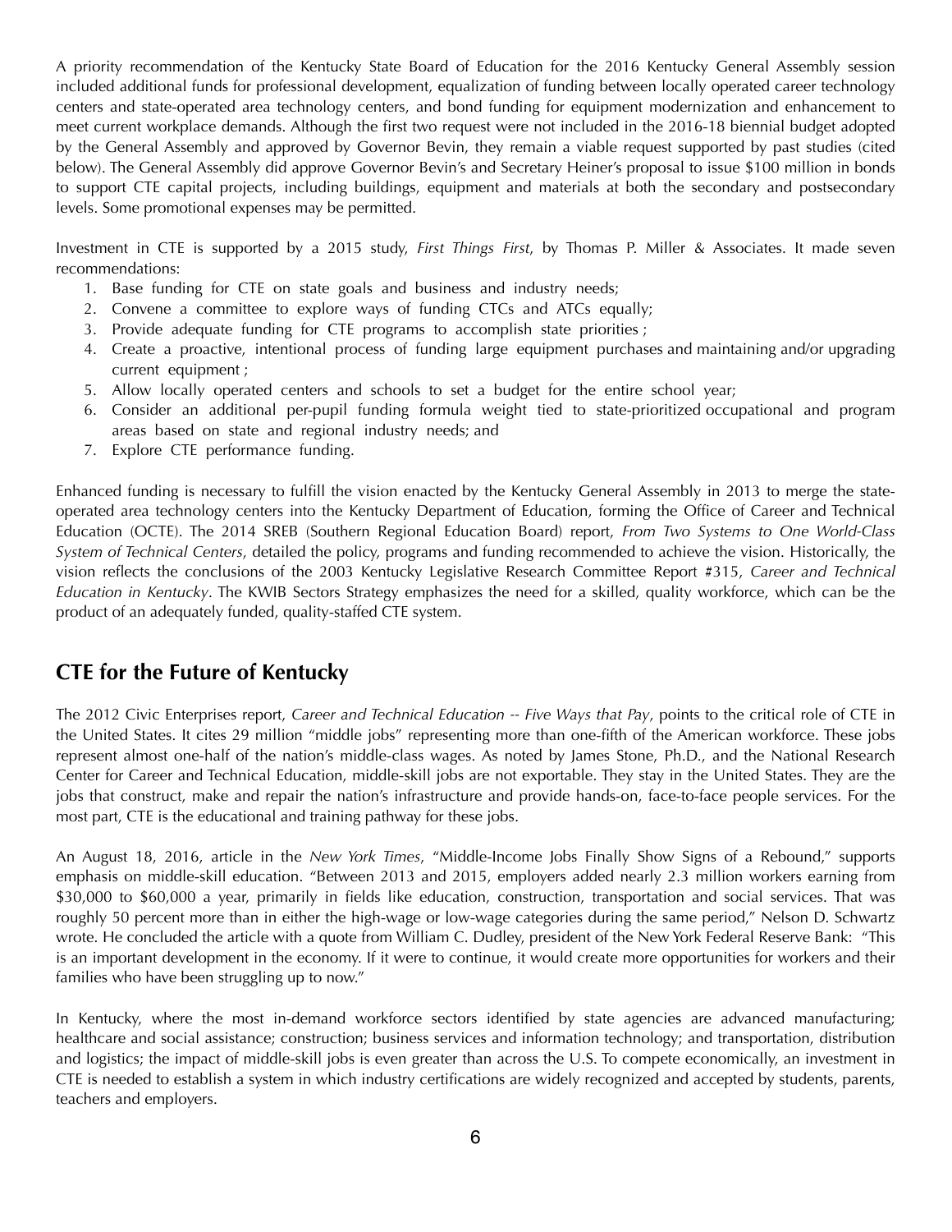A priority recommendation of the Kentucky State Board of Education for the 2016 Kentucky General Assembly session included additional funds for professional development, equalization of funding between locally operated career technology centers and state-operated area technology centers, and bond funding for equipment modernization and enhancement to meet current workplace demands. Although the first two request were not included in the 2016-18 biennial budget adopted by the General Assembly and approved by Governor Bevin, they remain a viable request supported by past studies (cited below). The General Assembly did approve Governor Bevin's and Secretary Heiner's proposal to issue $100 million in bonds to support CTE capital projects, including buildings, equipment and materials at both the secondary and postsecondary levels. Some promotional expenses may be permitted.

Investment in CTE is supported by a 2015 study, *First Things First*, by Thomas P. Miller & Associates. It made seven recommendations:

1. Base funding for CTE on state goals and business and industry needs;
2. Convene a committee to explore ways of funding CTCs and ATCs equally;
3. Provide adequate funding for CTE programs to accomplish state priorities ;
4. Create a proactive, intentional process of funding large equipment purchases and maintaining and/or upgrading current equipment ;
5. Allow locally operated centers and schools to set a budget for the entire school year;
6. Consider an additional per-pupil funding formula weight tied to state-prioritized occupational and program areas based on state and regional industry needs; and
7. Explore CTE performance funding.

Enhanced funding is necessary to fulfill the vision enacted by the Kentucky General Assembly in 2013 to merge the state-operated area technology centers into the Kentucky Department of Education, forming the Office of Career and Technical Education (OCTE). The 2014 SREB (Southern Regional Education Board) report, *From Two Systems to One World-Class System of Technical Centers*, detailed the policy, programs and funding recommended to achieve the vision. Historically, the vision reflects the conclusions of the 2003 Kentucky Legislative Research Committee Report #315, *Career and Technical Education in Kentucky*. The KWIB Sectors Strategy emphasizes the need for a skilled, quality workforce, which can be the product of an adequately funded, quality-staffed CTE system.

## CTE for the Future of Kentucky

The 2012 Civic Enterprises report, *Career and Technical Education -- Five Ways that Pay*, points to the critical role of CTE in the United States. It cites 29 million "middle jobs" representing more than one-fifth of the American workforce. These jobs represent almost one-half of the nation's middle-class wages. As noted by James Stone, Ph.D., and the National Research Center for Career and Technical Education, middle-skill jobs are not exportable. They stay in the United States. They are the jobs that construct, make and repair the nation's infrastructure and provide hands-on, face-to-face people services. For the most part, CTE is the educational and training pathway for these jobs.

An August 18, 2016, article in the *New York Times*, "Middle-Income Jobs Finally Show Signs of a Rebound," supports emphasis on middle-skill education. "Between 2013 and 2015, employers added nearly 2.3 million workers earning from $30,000 to $60,000 a year, primarily in fields like education, construction, transportation and social services. That was roughly 50 percent more than in either the high-wage or low-wage categories during the same period," Nelson D. Schwartz wrote. He concluded the article with a quote from William C. Dudley, president of the New York Federal Reserve Bank: "This is an important development in the economy. If it were to continue, it would create more opportunities for workers and their families who have been struggling up to now."

In Kentucky, where the most in-demand workforce sectors identified by state agencies are advanced manufacturing; healthcare and social assistance; construction; business services and information technology; and transportation, distribution and logistics; the impact of middle-skill jobs is even greater than across the U.S. To compete economically, an investment in CTE is needed to establish a system in which industry certifications are widely recognized and accepted by students, parents, teachers and employers.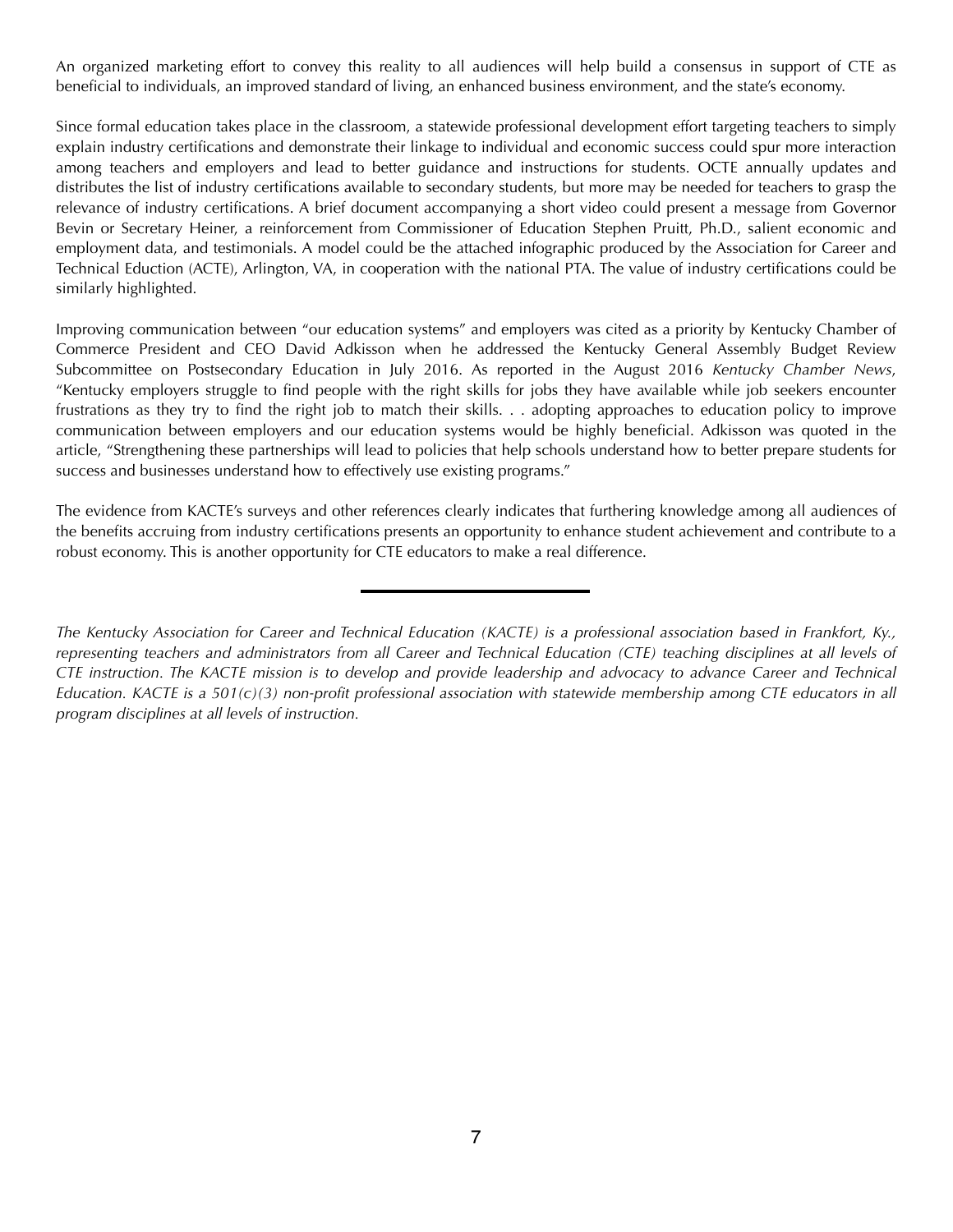An organized marketing effort to convey this reality to all audiences will help build a consensus in support of CTE as beneficial to individuals, an improved standard of living, an enhanced business environment, and the state's economy.

Since formal education takes place in the classroom, a statewide professional development effort targeting teachers to simply explain industry certifications and demonstrate their linkage to individual and economic success could spur more interaction among teachers and employers and lead to better guidance and instructions for students. OCTE annually updates and distributes the list of industry certifications available to secondary students, but more may be needed for teachers to grasp the relevance of industry certifications. A brief document accompanying a short video could present a message from Governor Bevin or Secretary Heiner, a reinforcement from Commissioner of Education Stephen Pruitt, Ph.D., salient economic and employment data, and testimonials. A model could be the attached infographic produced by the Association for Career and Technical Eduction (ACTE), Arlington, VA, in cooperation with the national PTA. The value of industry certifications could be similarly highlighted.

Improving communication between "our education systems" and employers was cited as a priority by Kentucky Chamber of Commerce President and CEO David Adkisson when he addressed the Kentucky General Assembly Budget Review Subcommittee on Postsecondary Education in July 2016. As reported in the August 2016 *Kentucky Chamber News*, "Kentucky employers struggle to find people with the right skills for jobs they have available while job seekers encounter frustrations as they try to find the right job to match their skills. . . adopting approaches to education policy to improve communication between employers and our education systems would be highly beneficial. Adkisson was quoted in the article, "Strengthening these partnerships will lead to policies that help schools understand how to better prepare students for success and businesses understand how to effectively use existing programs."

The evidence from KACTE's surveys and other references clearly indicates that furthering knowledge among all audiences of the benefits accruing from industry certifications presents an opportunity to enhance student achievement and contribute to a robust economy. This is another opportunity for CTE educators to make a real difference.

---

*The Kentucky Association for Career and Technical Education (KACTE) is a professional association based in Frankfort, Ky., representing teachers and administrators from all Career and Technical Education (CTE) teaching disciplines at all levels of CTE instruction. The KACTE mission is to develop and provide leadership and advocacy to advance Career and Technical Education. KACTE is a 501(c)(3) non-profit professional association with statewide membership among CTE educators in all program disciplines at all levels of instruction.*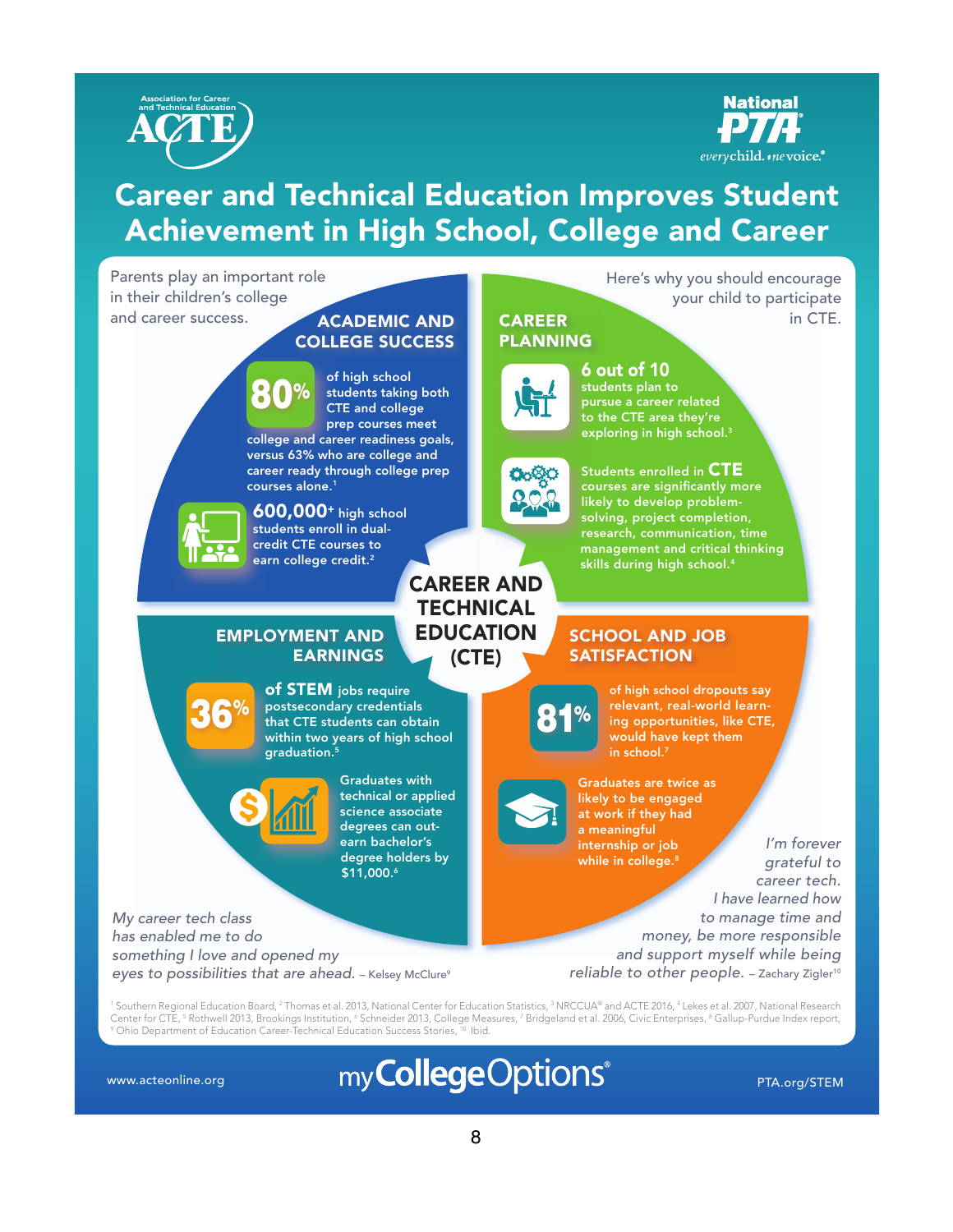Association for Career and Technical Education ACTE

National PTA everychild.onevoice.

# Career and Technical Education Improves Student Achievement in High School, College and Career

Parents play an important role in their children's college and career success.

Here's why you should encourage your child to participate in CTE.

## CAREER AND TECHNICAL EDUCATION (CTE)

### ACADEMIC AND COLLEGE SUCCESS

**80%** of high school students taking both CTE and college prep courses meet college and career readiness goals, versus 63% who are college and career ready through college prep courses alone.[1]

**600,000+** high school students enroll in dual-credit CTE courses to earn college credit.[2]

### CAREER PLANNING

**6 out of 10** students plan to pursue a career related to the CTE area they're exploring in high school.[3]

Students enrolled in **CTE** courses are significantly more likely to develop problem-solving, project completion, research, communication, time management and critical thinking skills during high school.[4]

### EMPLOYMENT AND EARNINGS

**36%** of STEM jobs require postsecondary credentials that CTE students can obtain within two years of high school graduation.[5]

Graduates with technical or applied science associate degrees can out-earn bachelor's degree holders by $11,000.[6]

### SCHOOL AND JOB SATISFACTION

**81%** of high school dropouts say relevant, real-world learning opportunities, like CTE, would have kept them in school.[7]

Graduates are twice as likely to be engaged at work if they had a meaningful internship or job while in college.[8]

*My career tech class has enabled me to do something I love and opened my eyes to possibilities that are ahead.* – Kelsey McClure[9]

*I'm forever grateful to career tech. I have learned how to manage time and money, be more responsible and support myself while being reliable to other people.* – Zachary Zigler[10]

[1] Southern Regional Education Board, [2] Thomas et al. 2013, National Center for Education Statistics, [3] NRCCUA® and ACTE 2016, [4] Lekes et al. 2007, National Research Center for CTE, [5] Rothwell 2013, Brookings Institution, [6] Schneider 2013, College Measures, [7] Bridgeland et al. 2006, Civic Enterprises, [8] Gallup-Purdue Index report, [9] Ohio Department of Education Career-Technical Education Success Stories, [10] Ibid.

www.acteonline.org

myCollegeOptions®

PTA.org/STEM